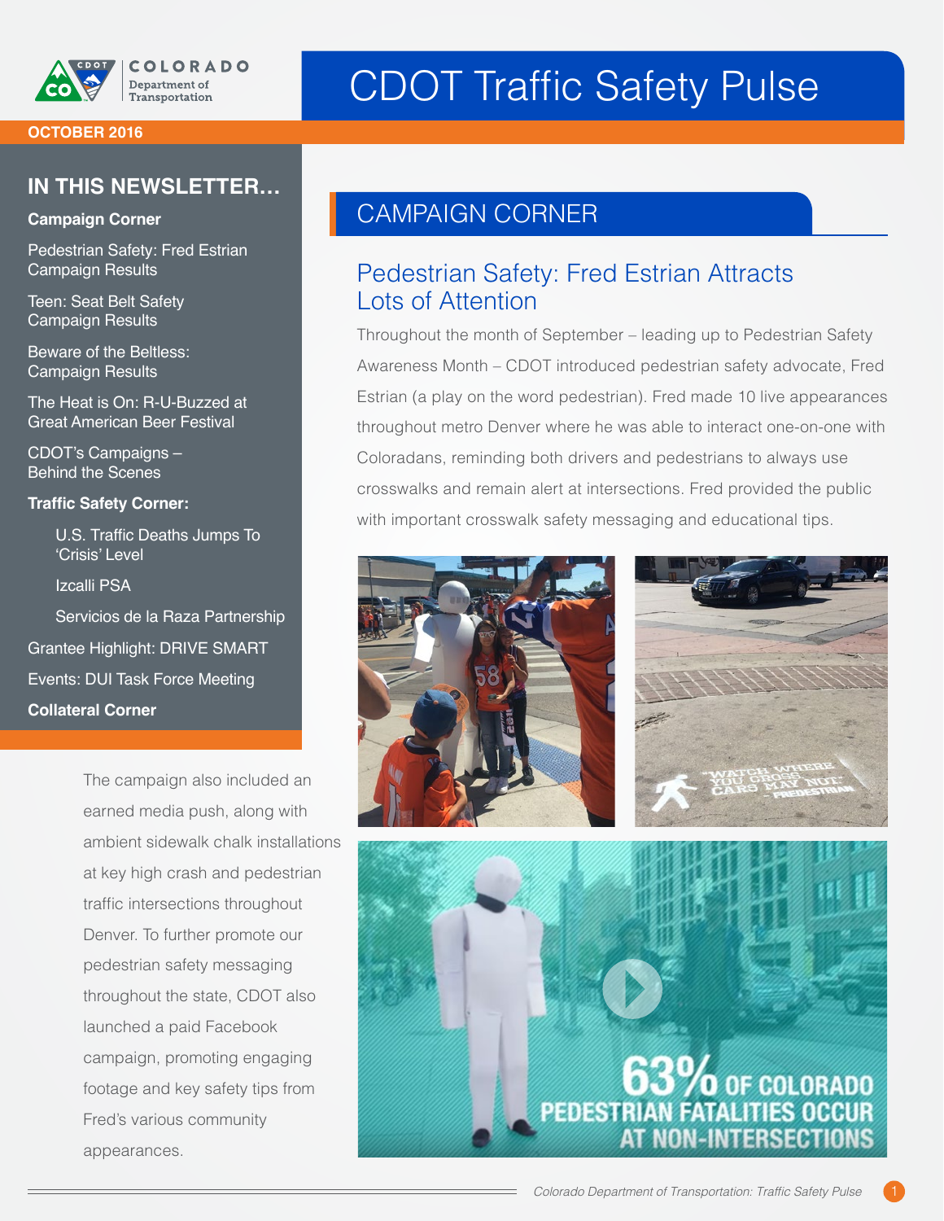# CDOT Traffic Safety Pulse

**OCTOBER 2016**

## IN THIS NEWSLETTER…

**Campaign Corner**

Pedestrian Safety: Fred Estrian Campaign Results

Teen: Seat Belt Safety Campaign Results

Beware of the Beltless: Campaign Results

The Heat is On: R-U-Buzzed at Great American Beer Festival

CDOT's Campaigns – Behind the Scenes

**Traffic Safety Corner:**

- U.S. Traffic Deaths Jumps To 'Crisis' Level
- Izcalli PSA
- Servicios de la Raza Partnership

Grantee Highlight: DRIVE SMART

Events: DUI Task Force Meeting

**Collateral Corner**

## CAMPAIGN CORNER

### Pedestrian Safety: Fred Estrian Attracts Lots of Attention

Throughout the month of September – leading up to Pedestrian Safety Awareness Month – CDOT introduced pedestrian safety advocate, Fred Estrian (a play on the word pedestrian). Fred made 10 live appearances throughout metro Denver where he was able to interact one-on-one with Coloradans, reminding both drivers and pedestrians to always use crosswalks and remain alert at intersections. Fred provided the public with important crosswalk safety messaging and educational tips.

The campaign also included an earned media push, along with ambient sidewalk chalk installations at key high crash and pedestrian traffic intersections throughout Denver. To further promote our pedestrian safety messaging throughout the state, CDOT also launched a paid Facebook campaign, promoting engaging footage and key safety tips from Fred's various community appearances.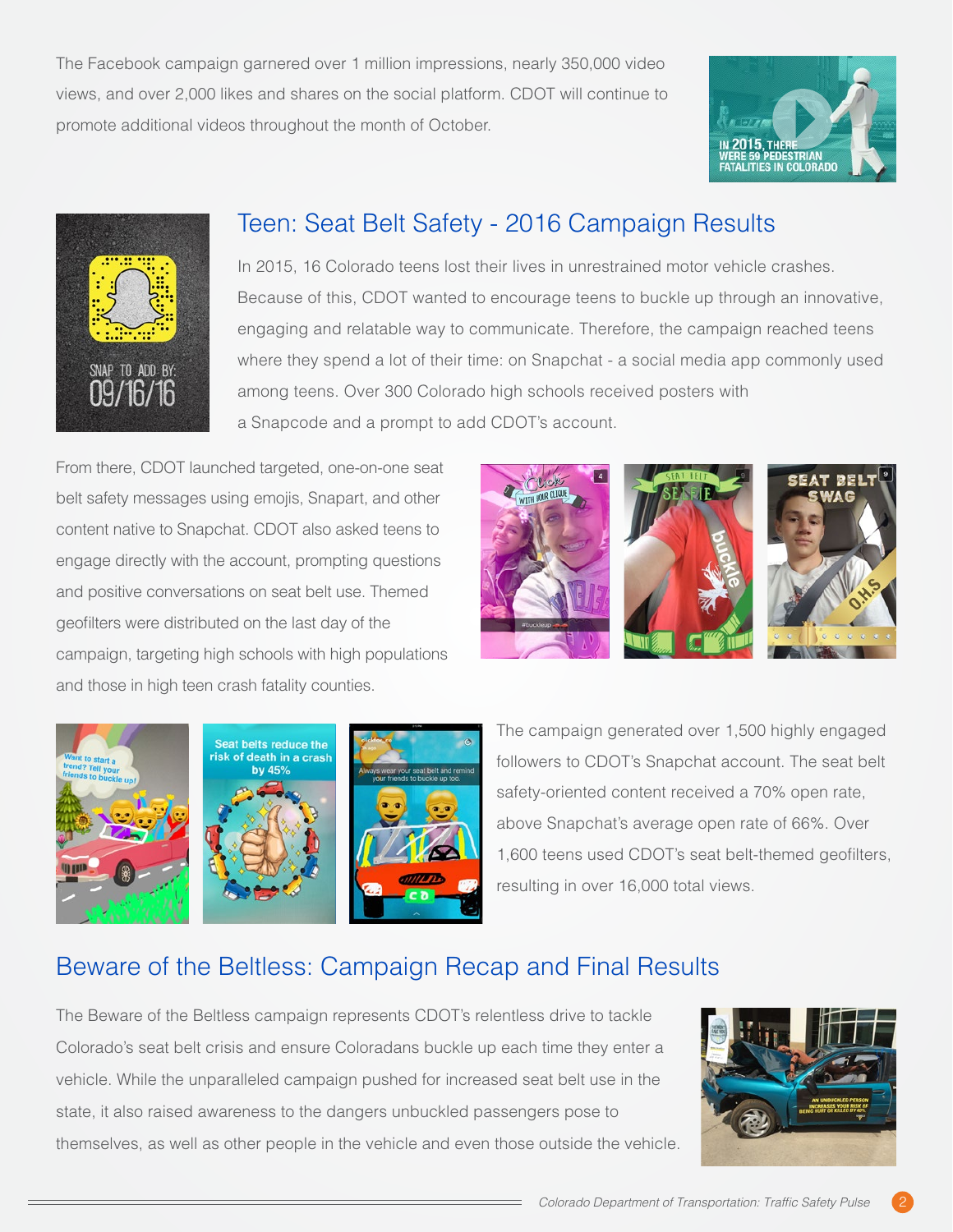The Facebook campaign garnered over 1 million impressions, nearly 350,000 video views, and over 2,000 likes and shares on the social platform. CDOT will continue to promote additional videos throughout the month of October.

## Teen: Seat Belt Safety - 2016 Campaign Results

In 2015, 16 Colorado teens lost their lives in unrestrained motor vehicle crashes. Because of this, CDOT wanted to encourage teens to buckle up through an innovative, engaging and relatable way to communicate. Therefore, the campaign reached teens where they spend a lot of their time: on Snapchat - a social media app commonly used among teens. Over 300 Colorado high schools received posters with a Snapcode and a prompt to add CDOT's account.

From there, CDOT launched targeted, one-on-one seat belt safety messages using emojis, Snapart, and other content native to Snapchat. CDOT also asked teens to engage directly with the account, prompting questions and positive conversations on seat belt use. Themed geofilters were distributed on the last day of the campaign, targeting high schools with high populations and those in high teen crash fatality counties.

The campaign generated over 1,500 highly engaged followers to CDOT's Snapchat account. The seat belt safety-oriented content received a 70% open rate, above Snapchat's average open rate of 66%. Over 1,600 teens used CDOT's seat belt-themed geofilters, resulting in over 16,000 total views.

## Beware of the Beltless: Campaign Recap and Final Results

The Beware of the Beltless campaign represents CDOT's relentless drive to tackle Colorado's seat belt crisis and ensure Coloradans buckle up each time they enter a vehicle. While the unparalleled campaign pushed for increased seat belt use in the state, it also raised awareness to the dangers unbuckled passengers pose to themselves, as well as other people in the vehicle and even those outside the vehicle.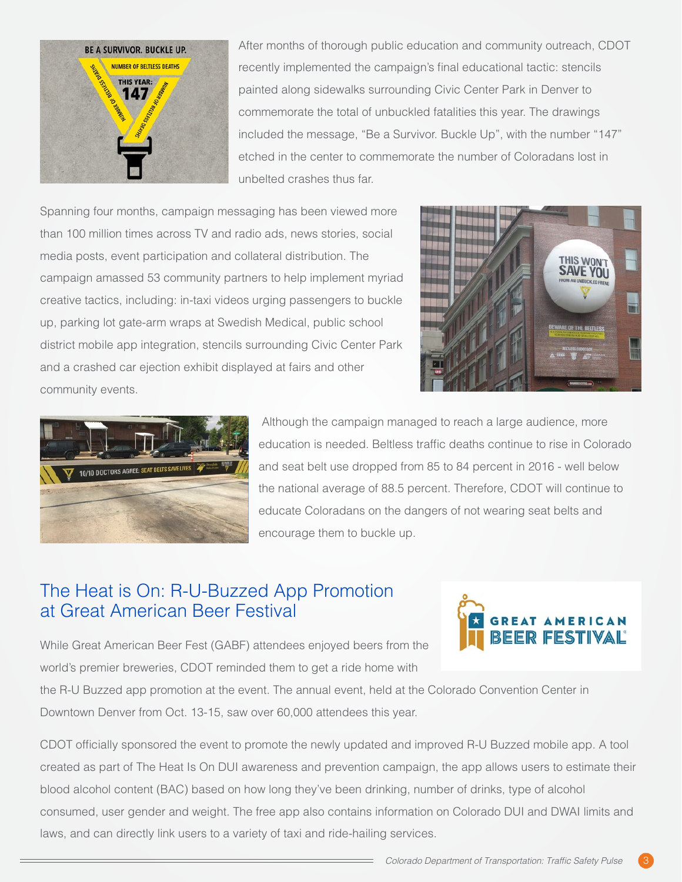After months of thorough public education and community outreach, CDOT recently implemented the campaign's final educational tactic: stencils painted along sidewalks surrounding Civic Center Park in Denver to commemorate the total of unbuckled fatalities this year. The drawings included the message, "Be a Survivor. Buckle Up", with the number "147" etched in the center to commemorate the number of Coloradans lost in unbelted crashes thus far.

Spanning four months, campaign messaging has been viewed more than 100 million times across TV and radio ads, news stories, social media posts, event participation and collateral distribution. The campaign amassed 53 community partners to help implement myriad creative tactics, including: in-taxi videos urging passengers to buckle up, parking lot gate-arm wraps at Swedish Medical, public school district mobile app integration, stencils surrounding Civic Center Park and a crashed car ejection exhibit displayed at fairs and other community events.

Although the campaign managed to reach a large audience, more education is needed. Beltless traffic deaths continue to rise in Colorado and seat belt use dropped from 85 to 84 percent in 2016 - well below the national average of 88.5 percent. Therefore, CDOT will continue to educate Coloradans on the dangers of not wearing seat belts and encourage them to buckle up.

## The Heat is On: R-U-Buzzed App Promotion at Great American Beer Festival

While Great American Beer Fest (GABF) attendees enjoyed beers from the world's premier breweries, CDOT reminded them to get a ride home with the R-U Buzzed app promotion at the event. The annual event, held at the Colorado Convention Center in Downtown Denver from Oct. 13-15, saw over 60,000 attendees this year.

CDOT officially sponsored the event to promote the newly updated and improved R-U Buzzed mobile app. A tool created as part of The Heat Is On DUI awareness and prevention campaign, the app allows users to estimate their blood alcohol content (BAC) based on how long they've been drinking, number of drinks, type of alcohol consumed, user gender and weight. The free app also contains information on Colorado DUI and DWAI limits and laws, and can directly link users to a variety of taxi and ride-hailing services.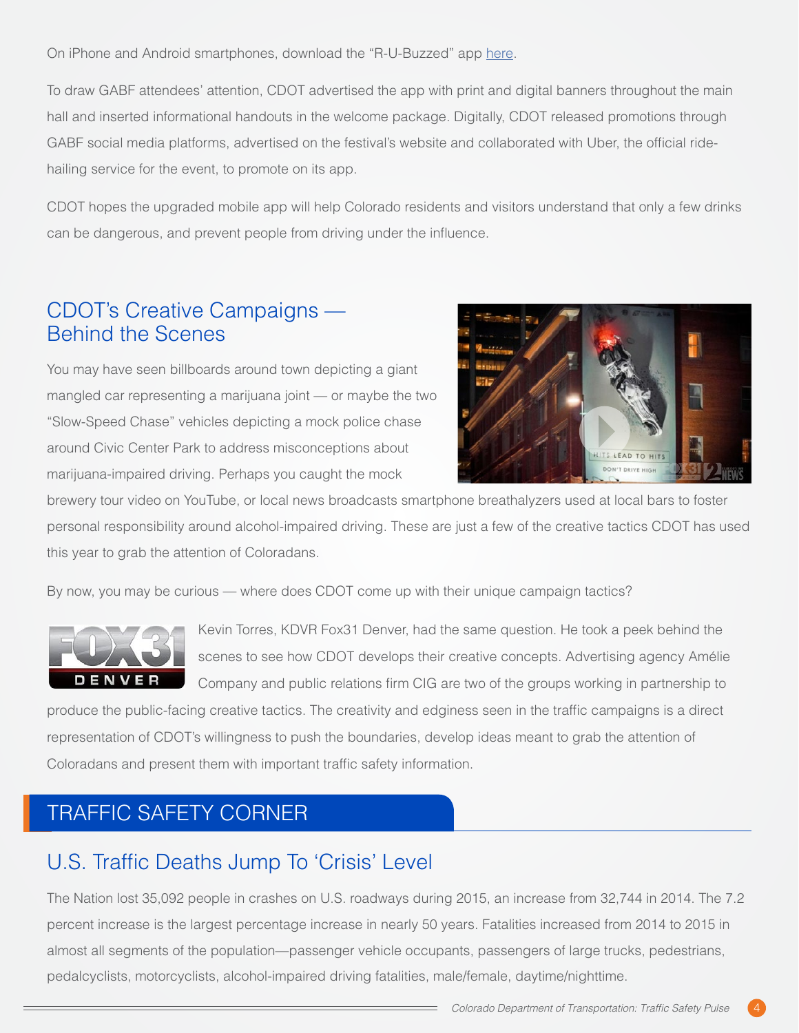On iPhone and Android smartphones, download the “R-U-Buzzed” app here.

To draw GABF attendees’ attention, CDOT advertised the app with print and digital banners throughout the main hall and inserted informational handouts in the welcome package. Digitally, CDOT released promotions through GABF social media platforms, advertised on the festival’s website and collaborated with Uber, the official ride-hailing service for the event, to promote on its app.

CDOT hopes the upgraded mobile app will help Colorado residents and visitors understand that only a few drinks can be dangerous, and prevent people from driving under the influence.

## CDOT’s Creative Campaigns — Behind the Scenes

You may have seen billboards around town depicting a giant mangled car representing a marijuana joint — or maybe the two “Slow-Speed Chase” vehicles depicting a mock police chase around Civic Center Park to address misconceptions about marijuana-impaired driving. Perhaps you caught the mock brewery tour video on YouTube, or local news broadcasts smartphone breathalyzers used at local bars to foster personal responsibility around alcohol-impaired driving. These are just a few of the creative tactics CDOT has used this year to grab the attention of Coloradans.

By now, you may be curious — where does CDOT come up with their unique campaign tactics?

Kevin Torres, KDVR Fox31 Denver, had the same question. He took a peek behind the scenes to see how CDOT develops their creative concepts. Advertising agency Amélie Company and public relations firm CIG are two of the groups working in partnership to produce the public-facing creative tactics. The creativity and edginess seen in the traffic campaigns is a direct representation of CDOT’s willingness to push the boundaries, develop ideas meant to grab the attention of Coloradans and present them with important traffic safety information.

# TRAFFIC SAFETY CORNER

## U.S. Traffic Deaths Jump To ‘Crisis’ Level

The Nation lost 35,092 people in crashes on U.S. roadways during 2015, an increase from 32,744 in 2014. The 7.2 percent increase is the largest percentage increase in nearly 50 years. Fatalities increased from 2014 to 2015 in almost all segments of the population—passenger vehicle occupants, passengers of large trucks, pedestrians, pedalcyclists, motorcyclists, alcohol-impaired driving fatalities, male/female, daytime/nighttime.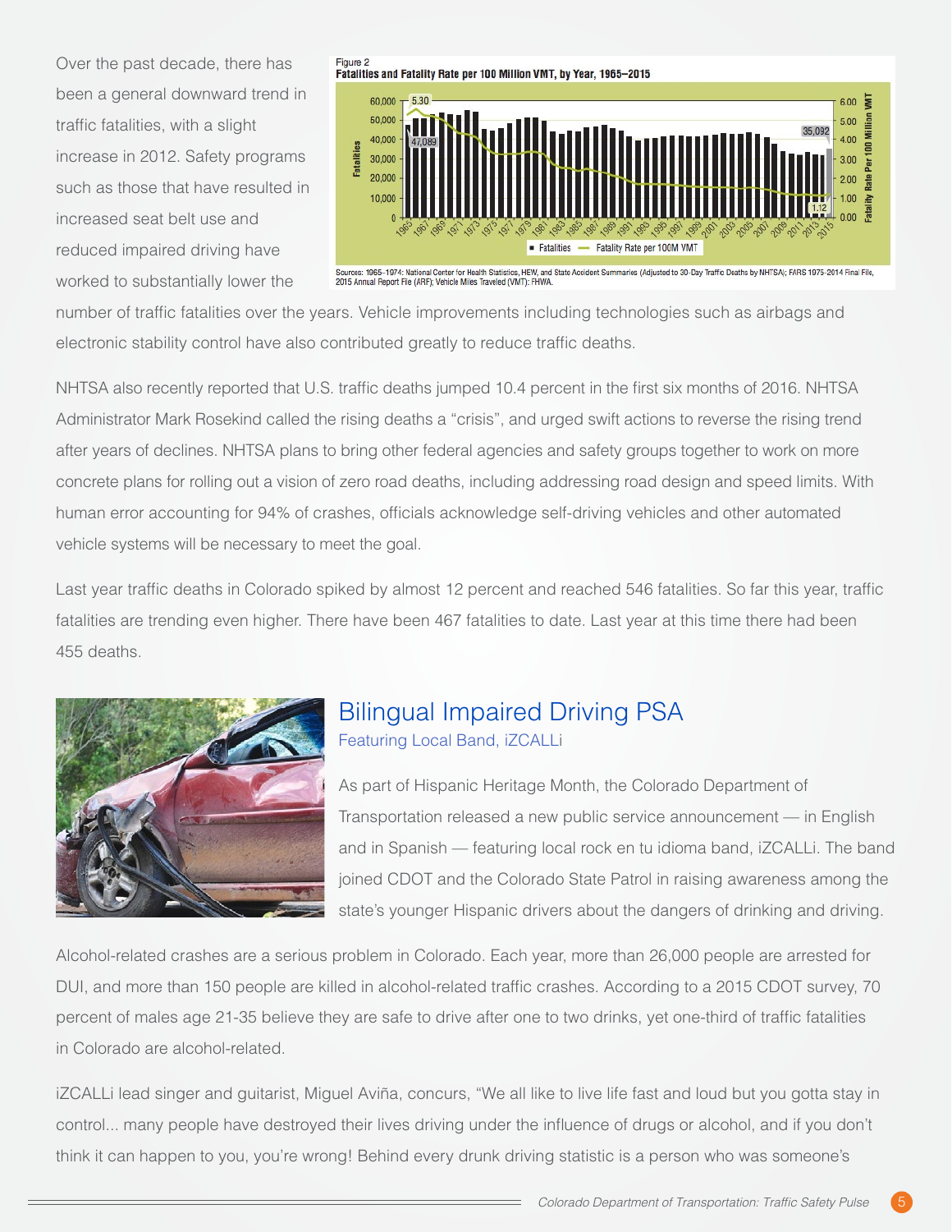Over the past decade, there has been a general downward trend in traffic fatalities, with a slight increase in 2012. Safety programs such as those that have resulted in increased seat belt use and reduced impaired driving have worked to substantially lower the number of traffic fatalities over the years. Vehicle improvements including technologies such as airbags and electronic stability control have also contributed greatly to reduce traffic deaths.

Figure 2
**Fatalities and Fatality Rate per 100 Million VMT, by Year, 1965–2015**

Sources: 1965–1974: National Center for Health Statistics, HEW, and State Accident Summaries (Adjusted to 30-Day Traffic Deaths by NHTSA); FARS 1975-2014 Final File, 2015 Annual Report File (ARF); Vehicle Miles Traveled (VMT): FHWA.

NHTSA also recently reported that U.S. traffic deaths jumped 10.4 percent in the first six months of 2016. NHTSA Administrator Mark Rosekind called the rising deaths a "crisis", and urged swift actions to reverse the rising trend after years of declines. NHTSA plans to bring other federal agencies and safety groups together to work on more concrete plans for rolling out a vision of zero road deaths, including addressing road design and speed limits. With human error accounting for 94% of crashes, officials acknowledge self-driving vehicles and other automated vehicle systems will be necessary to meet the goal.

Last year traffic deaths in Colorado spiked by almost 12 percent and reached 546 fatalities. So far this year, traffic fatalities are trending even higher. There have been 467 fatalities to date. Last year at this time there had been 455 deaths.

## Bilingual Impaired Driving PSA

### Featuring Local Band, iZCALLi

As part of Hispanic Heritage Month, the Colorado Department of Transportation released a new public service announcement — in English and in Spanish — featuring local rock en tu idioma band, iZCALLi. The band joined CDOT and the Colorado State Patrol in raising awareness among the state's younger Hispanic drivers about the dangers of drinking and driving.

Alcohol-related crashes are a serious problem in Colorado. Each year, more than 26,000 people are arrested for DUI, and more than 150 people are killed in alcohol-related traffic crashes. According to a 2015 CDOT survey, 70 percent of males age 21-35 believe they are safe to drive after one to two drinks, yet one-third of traffic fatalities in Colorado are alcohol-related.

iZCALLi lead singer and guitarist, Miguel Aviña, concurs, "We all like to live life fast and loud but you gotta stay in control... many people have destroyed their lives driving under the influence of drugs or alcohol, and if you don't think it can happen to you, you're wrong! Behind every drunk driving statistic is a person who was someone's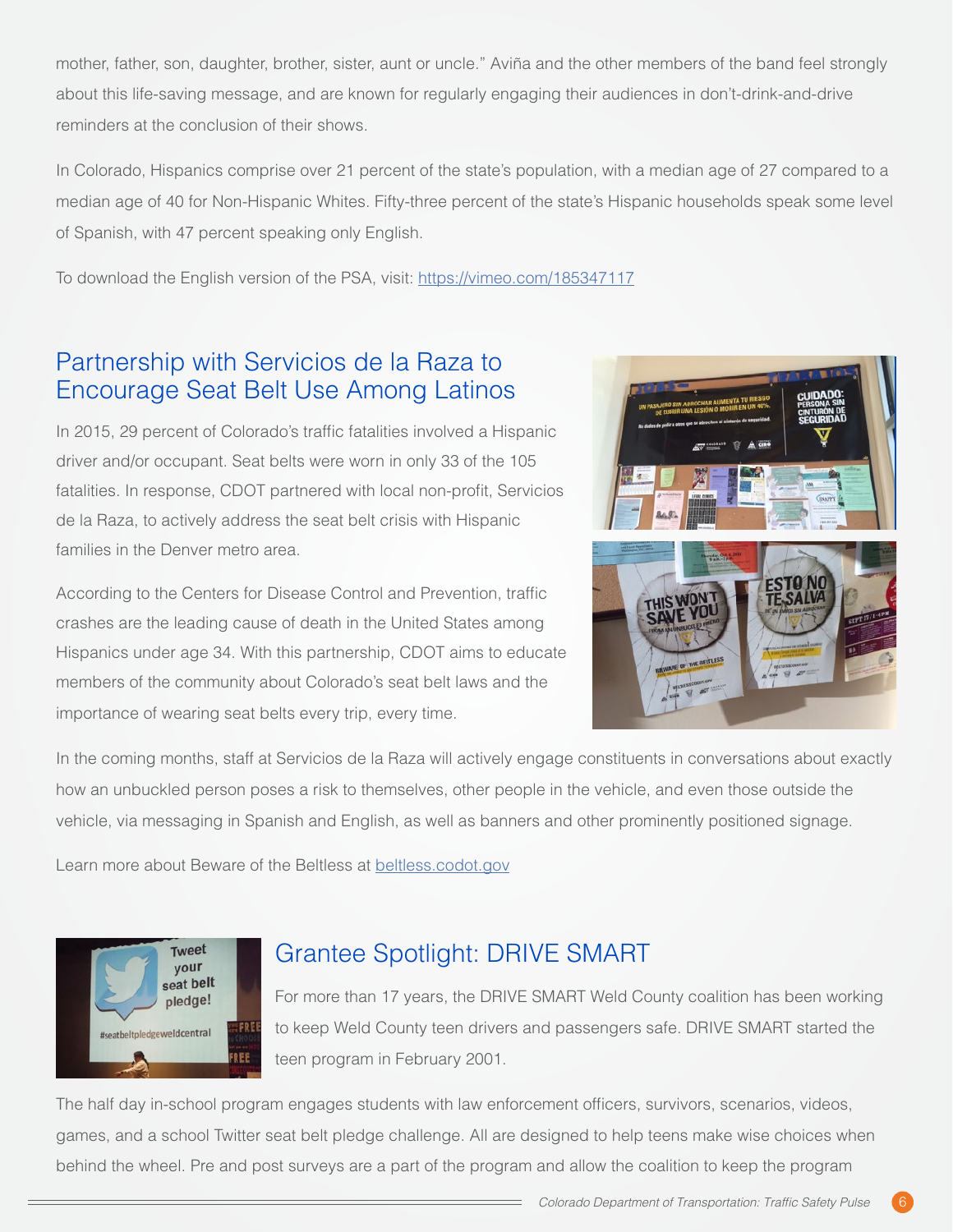mother, father, son, daughter, brother, sister, aunt or uncle." Aviña and the other members of the band feel strongly about this life-saving message, and are known for regularly engaging their audiences in don't-drink-and-drive reminders at the conclusion of their shows.

In Colorado, Hispanics comprise over 21 percent of the state's population, with a median age of 27 compared to a median age of 40 for Non-Hispanic Whites. Fifty-three percent of the state's Hispanic households speak some level of Spanish, with 47 percent speaking only English.

To download the English version of the PSA, visit: https://vimeo.com/185347117

## Partnership with Servicios de la Raza to Encourage Seat Belt Use Among Latinos

In 2015, 29 percent of Colorado's traffic fatalities involved a Hispanic driver and/or occupant. Seat belts were worn in only 33 of the 105 fatalities. In response, CDOT partnered with local non-profit, Servicios de la Raza, to actively address the seat belt crisis with Hispanic families in the Denver metro area.

According to the Centers for Disease Control and Prevention, traffic crashes are the leading cause of death in the United States among Hispanics under age 34. With this partnership, CDOT aims to educate members of the community about Colorado's seat belt laws and the importance of wearing seat belts every trip, every time.

In the coming months, staff at Servicios de la Raza will actively engage constituents in conversations about exactly how an unbuckled person poses a risk to themselves, other people in the vehicle, and even those outside the vehicle, via messaging in Spanish and English, as well as banners and other prominently positioned signage.

Learn more about Beware of the Beltless at beltless.codot.gov

## Grantee Spotlight: DRIVE SMART

For more than 17 years, the DRIVE SMART Weld County coalition has been working to keep Weld County teen drivers and passengers safe. DRIVE SMART started the teen program in February 2001.

The half day in-school program engages students with law enforcement officers, survivors, scenarios, videos, games, and a school Twitter seat belt pledge challenge. All are designed to help teens make wise choices when behind the wheel. Pre and post surveys are a part of the program and allow the coalition to keep the program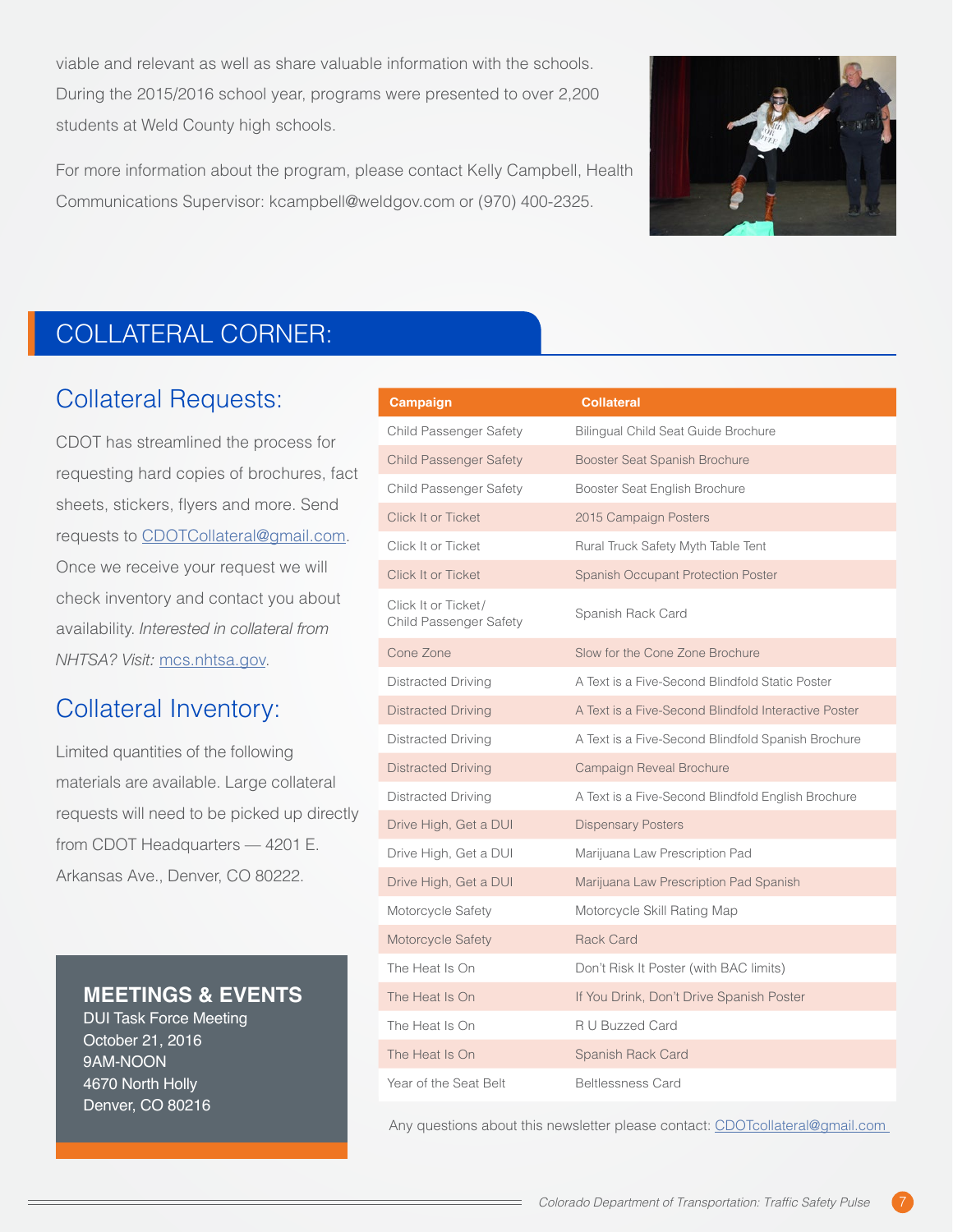viable and relevant as well as share valuable information with the schools. During the 2015/2016 school year, programs were presented to over 2,200 students at Weld County high schools.

For more information about the program, please contact Kelly Campbell, Health Communications Supervisor: kcampbell@weldgov.com or (970) 400-2325.

## COLLATERAL CORNER:

### Collateral Requests:

CDOT has streamlined the process for requesting hard copies of brochures, fact sheets, stickers, flyers and more. Send requests to CDOTCollateral@gmail.com. Once we receive your request we will check inventory and contact you about availability. *Interested in collateral from NHTSA? Visit:* mcs.nhtsa.gov.

### Collateral Inventory:

Limited quantities of the following materials are available. Large collateral requests will need to be picked up directly from CDOT Headquarters — 4201 E. Arkansas Ave., Denver, CO 80222.

| Campaign | Collateral |
|---|---|
| Child Passenger Safety | Bilingual Child Seat Guide Brochure |
| Child Passenger Safety | Booster Seat Spanish Brochure |
| Child Passenger Safety | Booster Seat English Brochure |
| Click It or Ticket | 2015 Campaign Posters |
| Click It or Ticket | Rural Truck Safety Myth Table Tent |
| Click It or Ticket | Spanish Occupant Protection Poster |
| Click It or Ticket/ Child Passenger Safety | Spanish Rack Card |
| Cone Zone | Slow for the Cone Zone Brochure |
| Distracted Driving | A Text is a Five-Second Blindfold Static Poster |
| Distracted Driving | A Text is a Five-Second Blindfold Interactive Poster |
| Distracted Driving | A Text is a Five-Second Blindfold Spanish Brochure |
| Distracted Driving | Campaign Reveal Brochure |
| Distracted Driving | A Text is a Five-Second Blindfold English Brochure |
| Drive High, Get a DUI | Dispensary Posters |
| Drive High, Get a DUI | Marijuana Law Prescription Pad |
| Drive High, Get a DUI | Marijuana Law Prescription Pad Spanish |
| Motorcycle Safety | Motorcycle Skill Rating Map |
| Motorcycle Safety | Rack Card |
| The Heat Is On | Don't Risk It Poster (with BAC limits) |
| The Heat Is On | If You Drink, Don't Drive Spanish Poster |
| The Heat Is On | R U Buzzed Card |
| The Heat Is On | Spanish Rack Card |
| Year of the Seat Belt | Beltlessness Card |

Any questions about this newsletter please contact: CDOTcollateral@gmail.com

**MEETINGS & EVENTS**

DUI Task Force Meeting
October 21, 2016
9AM-NOON
4670 North Holly
Denver, CO 80216